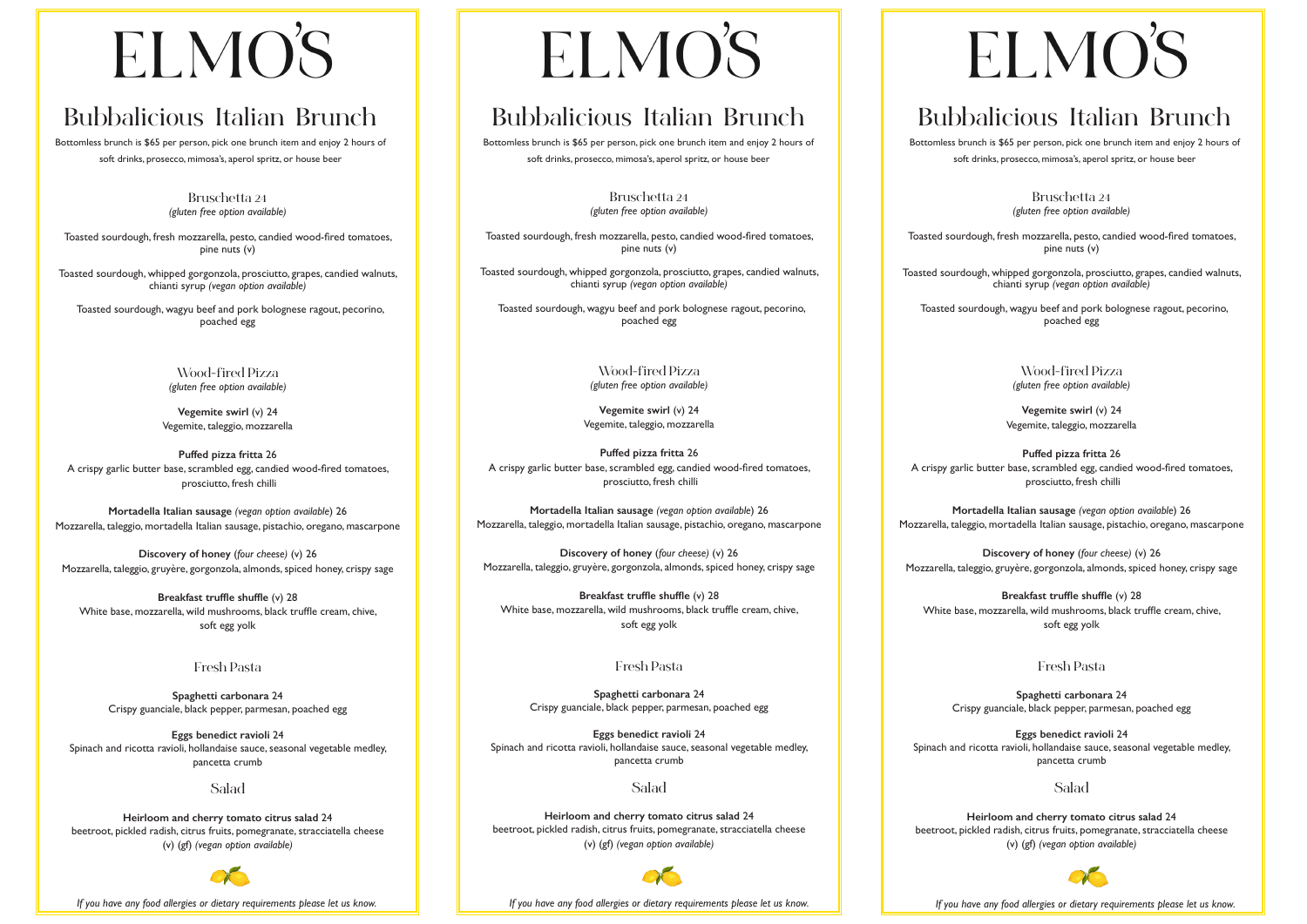# ELMO'S

## Bubbalicious Italian Brunch

Bottomless brunch is $65 per person, pick one brunch item and enjoy 2 hours of soft drinks, prosecco, mimosa's, aperol spritz, or house beer

### Bruschetta 24
*(gluten free option available)*

Toasted sourdough, fresh mozzarella, pesto, candied wood-fired tomatoes, pine nuts (v)

Toasted sourdough, whipped gorgonzola, prosciutto, grapes, candied walnuts, chianti syrup *(vegan option available)*

Toasted sourdough, wagyu beef and pork bolognese ragout, pecorino, poached egg

### Wood-fired Pizza
*(gluten free option available)*

**Vegemite swirl** (v) 24
Vegemite, taleggio, mozzarella

**Puffed pizza fritta** 26
A crispy garlic butter base, scrambled egg, candied wood-fired tomatoes, prosciutto, fresh chilli

**Mortadella Italian sausage** *(vegan option available*) 26
Mozzarella, taleggio, mortadella Italian sausage, pistachio, oregano, mascarpone

**Discovery of honey** (*four cheese)* (v) 26
Mozzarella, taleggio, gruyère, gorgonzola, almonds, spiced honey, crispy sage

**Breakfast truffle shuffle** (v) 28
White base, mozzarella, wild mushrooms, black truffle cream, chive, soft egg yolk

### Fresh Pasta

**Spaghetti carbonara** 24
Crispy guanciale, black pepper, parmesan, poached egg

**Eggs benedict ravioli** 24
Spinach and ricotta ravioli, hollandaise sauce, seasonal vegetable medley, pancetta crumb

### Salad

**Heirloom and cherry tomato citrus salad** 24
beetroot, pickled radish, citrus fruits, pomegranate, stracciatella cheese (v) (gf) *(vegan option available)*

*If you have any food allergies or dietary requirements please let us know.*

# ELMO'S

## Bubbalicious Italian Brunch

Bottomless brunch is $65 per person, pick one brunch item and enjoy 2 hours of soft drinks, prosecco, mimosa's, aperol spritz, or house beer

### Bruschetta 24
*(gluten free option available)*

Toasted sourdough, fresh mozzarella, pesto, candied wood-fired tomatoes, pine nuts (v)

Toasted sourdough, whipped gorgonzola, prosciutto, grapes, candied walnuts, chianti syrup *(vegan option available)*

Toasted sourdough, wagyu beef and pork bolognese ragout, pecorino, poached egg

### Wood-fired Pizza
*(gluten free option available)*

**Vegemite swirl** (v) 24
Vegemite, taleggio, mozzarella

**Puffed pizza fritta** 26
A crispy garlic butter base, scrambled egg, candied wood-fired tomatoes, prosciutto, fresh chilli

**Mortadella Italian sausage** *(vegan option available*) 26
Mozzarella, taleggio, mortadella Italian sausage, pistachio, oregano, mascarpone

**Discovery of honey** (*four cheese)* (v) 26
Mozzarella, taleggio, gruyère, gorgonzola, almonds, spiced honey, crispy sage

**Breakfast truffle shuffle** (v) 28
White base, mozzarella, wild mushrooms, black truffle cream, chive, soft egg yolk

### Fresh Pasta

**Spaghetti carbonara** 24
Crispy guanciale, black pepper, parmesan, poached egg

**Eggs benedict ravioli** 24
Spinach and ricotta ravioli, hollandaise sauce, seasonal vegetable medley, pancetta crumb

### Salad

**Heirloom and cherry tomato citrus salad** 24
beetroot, pickled radish, citrus fruits, pomegranate, stracciatella cheese (v) (gf) *(vegan option available)*

*If you have any food allergies or dietary requirements please let us know.*

# ELMO'S

## Bubbalicious Italian Brunch

Bottomless brunch is $65 per person, pick one brunch item and enjoy 2 hours of soft drinks, prosecco, mimosa's, aperol spritz, or house beer

### Bruschetta 24
*(gluten free option available)*

Toasted sourdough, fresh mozzarella, pesto, candied wood-fired tomatoes, pine nuts (v)

Toasted sourdough, whipped gorgonzola, prosciutto, grapes, candied walnuts, chianti syrup *(vegan option available)*

Toasted sourdough, wagyu beef and pork bolognese ragout, pecorino, poached egg

### Wood-fired Pizza
*(gluten free option available)*

**Vegemite swirl** (v) 24
Vegemite, taleggio, mozzarella

**Puffed pizza fritta** 26
A crispy garlic butter base, scrambled egg, candied wood-fired tomatoes, prosciutto, fresh chilli

**Mortadella Italian sausage** *(vegan option available*) 26
Mozzarella, taleggio, mortadella Italian sausage, pistachio, oregano, mascarpone

**Discovery of honey** (*four cheese)* (v) 26
Mozzarella, taleggio, gruyère, gorgonzola, almonds, spiced honey, crispy sage

**Breakfast truffle shuffle** (v) 28
White base, mozzarella, wild mushrooms, black truffle cream, chive, soft egg yolk

### Fresh Pasta

**Spaghetti carbonara** 24
Crispy guanciale, black pepper, parmesan, poached egg

**Eggs benedict ravioli** 24
Spinach and ricotta ravioli, hollandaise sauce, seasonal vegetable medley, pancetta crumb

### Salad

**Heirloom and cherry tomato citrus salad** 24
beetroot, pickled radish, citrus fruits, pomegranate, stracciatella cheese (v) (gf) *(vegan option available)*

*If you have any food allergies or dietary requirements please let us know.*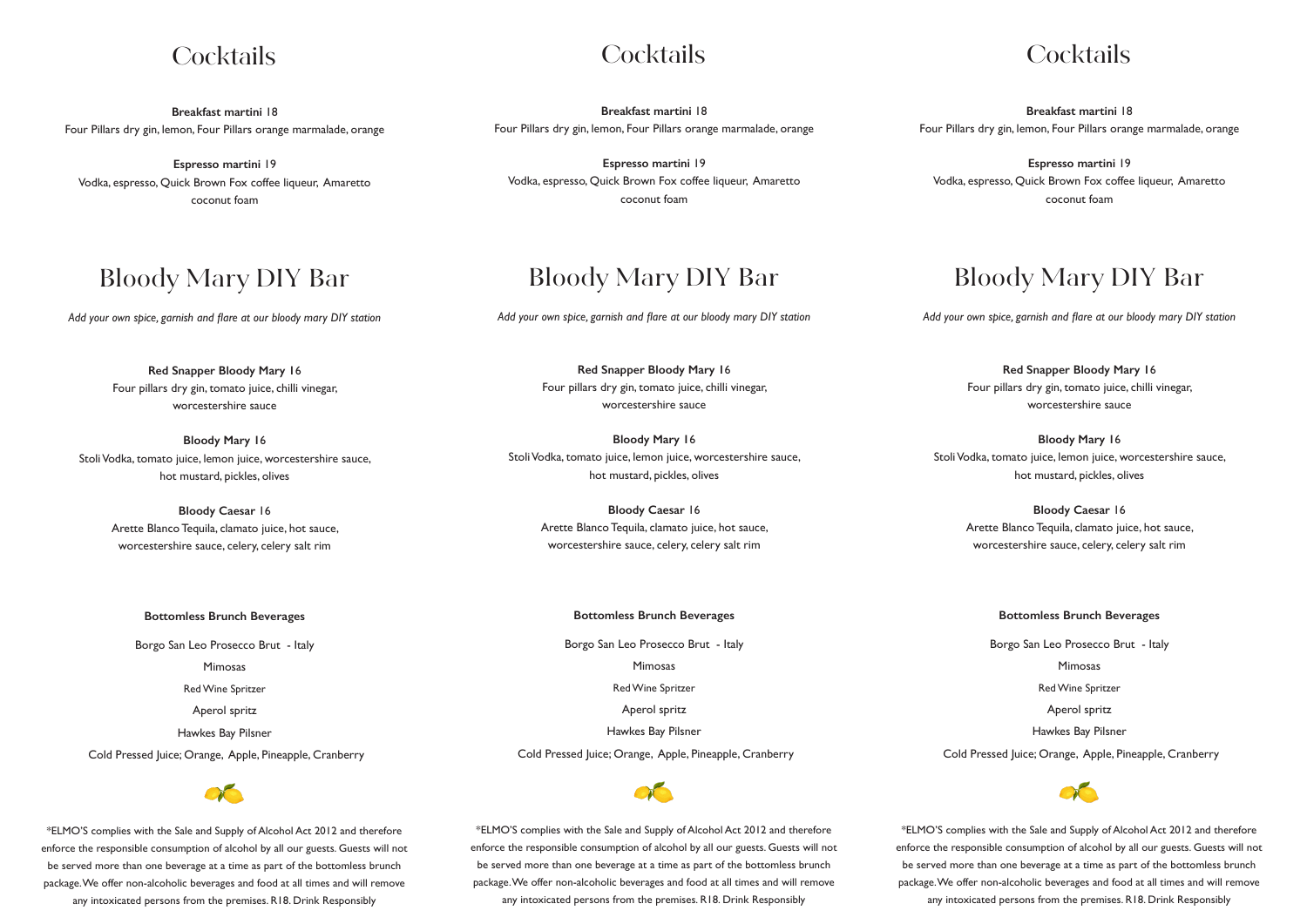# Cocktails

**Breakfast martini** 18
Four Pillars dry gin, lemon, Four Pillars orange marmalade, orange

**Espresso martini** 19
Vodka, espresso, Quick Brown Fox coffee liqueur, Amaretto
coconut foam

# Bloody Mary DIY Bar

*Add your own spice, garnish and flare at our bloody mary DIY station*

**Red Snapper Bloody Mary** 16
Four pillars dry gin, tomato juice, chilli vinegar,
worcestershire sauce

**Bloody Mary** 16
Stoli Vodka, tomato juice, lemon juice, worcestershire sauce,
hot mustard, pickles, olives

**Bloody Caesar** 16
Arette Blanco Tequila, clamato juice, hot sauce,
worcestershire sauce, celery, celery salt rim

**Bottomless Brunch Beverages**

Borgo San Leo Prosecco Brut - Italy

Mimosas

Red Wine Spritzer

Aperol spritz

Hawkes Bay Pilsner

Cold Pressed Juice; Orange, Apple, Pineapple, Cranberry

*ELMO'S complies with the Sale and Supply of Alcohol Act 2012 and therefore enforce the responsible consumption of alcohol by all our guests. Guests will not be served more than one beverage at a time as part of the bottomless brunch package. We offer non-alcoholic beverages and food at all times and will remove any intoxicated persons from the premises. R18. Drink Responsibly

# Cocktails

**Breakfast martini** 18
Four Pillars dry gin, lemon, Four Pillars orange marmalade, orange

**Espresso martini** 19
Vodka, espresso, Quick Brown Fox coffee liqueur, Amaretto
coconut foam

# Bloody Mary DIY Bar

*Add your own spice, garnish and flare at our bloody mary DIY station*

**Red Snapper Bloody Mary** 16
Four pillars dry gin, tomato juice, chilli vinegar,
worcestershire sauce

**Bloody Mary** 16
Stoli Vodka, tomato juice, lemon juice, worcestershire sauce,
hot mustard, pickles, olives

**Bloody Caesar** 16
Arette Blanco Tequila, clamato juice, hot sauce,
worcestershire sauce, celery, celery salt rim

**Bottomless Brunch Beverages**

Borgo San Leo Prosecco Brut - Italy

Mimosas

Red Wine Spritzer

Aperol spritz

Hawkes Bay Pilsner

Cold Pressed Juice; Orange, Apple, Pineapple, Cranberry

*ELMO'S complies with the Sale and Supply of Alcohol Act 2012 and therefore enforce the responsible consumption of alcohol by all our guests. Guests will not be served more than one beverage at a time as part of the bottomless brunch package. We offer non-alcoholic beverages and food at all times and will remove any intoxicated persons from the premises. R18. Drink Responsibly

# Cocktails

**Breakfast martini** 18
Four Pillars dry gin, lemon, Four Pillars orange marmalade, orange

**Espresso martini** 19
Vodka, espresso, Quick Brown Fox coffee liqueur, Amaretto
coconut foam

# Bloody Mary DIY Bar

*Add your own spice, garnish and flare at our bloody mary DIY station*

**Red Snapper Bloody Mary** 16
Four pillars dry gin, tomato juice, chilli vinegar,
worcestershire sauce

**Bloody Mary** 16
Stoli Vodka, tomato juice, lemon juice, worcestershire sauce,
hot mustard, pickles, olives

**Bloody Caesar** 16
Arette Blanco Tequila, clamato juice, hot sauce,
worcestershire sauce, celery, celery salt rim

**Bottomless Brunch Beverages**

Borgo San Leo Prosecco Brut - Italy

Mimosas

Red Wine Spritzer

Aperol spritz

Hawkes Bay Pilsner

Cold Pressed Juice; Orange, Apple, Pineapple, Cranberry

*ELMO'S complies with the Sale and Supply of Alcohol Act 2012 and therefore enforce the responsible consumption of alcohol by all our guests. Guests will not be served more than one beverage at a time as part of the bottomless brunch package. We offer non-alcoholic beverages and food at all times and will remove any intoxicated persons from the premises. R18. Drink Responsibly